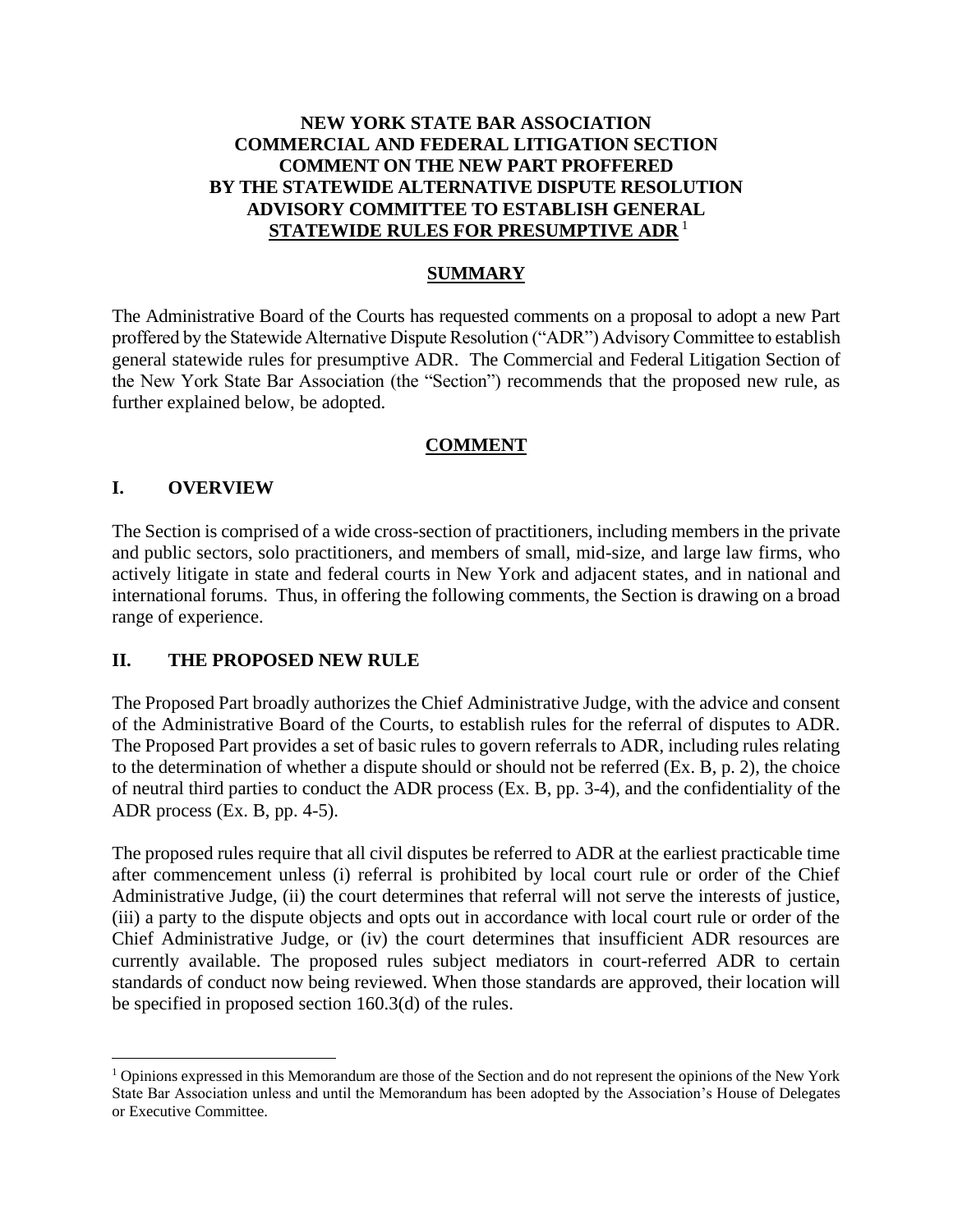# NEW YORK STATE BAR ASSOCIATION COMMERCIAL AND FEDERAL LITIGATION SECTION COMMENT ON THE NEW PART PROFFERED BY THE STATEWIDE ALTERNATIVE DISPUTE RESOLUTION ADVISORY COMMITTEE TO ESTABLISH GENERAL STATEWIDE RULES FOR PRESUMPTIVE ADR [1]

## SUMMARY

The Administrative Board of the Courts has requested comments on a proposal to adopt a new Part proffered by the Statewide Alternative Dispute Resolution ("ADR") Advisory Committee to establish general statewide rules for presumptive ADR. The Commercial and Federal Litigation Section of the New York State Bar Association (the "Section") recommends that the proposed new rule, as further explained below, be adopted.

## COMMENT

### I. OVERVIEW

The Section is comprised of a wide cross-section of practitioners, including members in the private and public sectors, solo practitioners, and members of small, mid-size, and large law firms, who actively litigate in state and federal courts in New York and adjacent states, and in national and international forums. Thus, in offering the following comments, the Section is drawing on a broad range of experience.

### II. THE PROPOSED NEW RULE

The Proposed Part broadly authorizes the Chief Administrative Judge, with the advice and consent of the Administrative Board of the Courts, to establish rules for the referral of disputes to ADR. The Proposed Part provides a set of basic rules to govern referrals to ADR, including rules relating to the determination of whether a dispute should or should not be referred (Ex. B, p. 2), the choice of neutral third parties to conduct the ADR process (Ex. B, pp. 3-4), and the confidentiality of the ADR process (Ex. B, pp. 4-5).

The proposed rules require that all civil disputes be referred to ADR at the earliest practicable time after commencement unless (i) referral is prohibited by local court rule or order of the Chief Administrative Judge, (ii) the court determines that referral will not serve the interests of justice, (iii) a party to the dispute objects and opts out in accordance with local court rule or order of the Chief Administrative Judge, or (iv) the court determines that insufficient ADR resources are currently available. The proposed rules subject mediators in court-referred ADR to certain standards of conduct now being reviewed. When those standards are approved, their location will be specified in proposed section 160.3(d) of the rules.

---

[1] Opinions expressed in this Memorandum are those of the Section and do not represent the opinions of the New York State Bar Association unless and until the Memorandum has been adopted by the Association's House of Delegates or Executive Committee.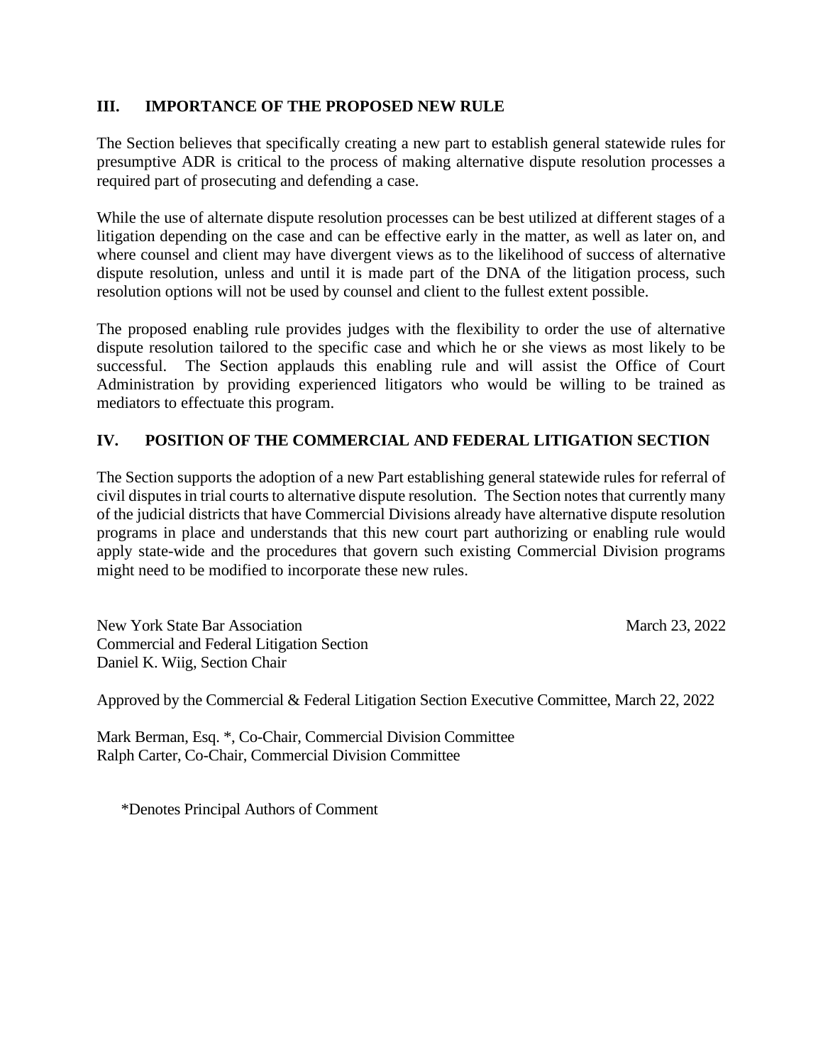## III. IMPORTANCE OF THE PROPOSED NEW RULE

The Section believes that specifically creating a new part to establish general statewide rules for presumptive ADR is critical to the process of making alternative dispute resolution processes a required part of prosecuting and defending a case.

While the use of alternate dispute resolution processes can be best utilized at different stages of a litigation depending on the case and can be effective early in the matter, as well as later on, and where counsel and client may have divergent views as to the likelihood of success of alternative dispute resolution, unless and until it is made part of the DNA of the litigation process, such resolution options will not be used by counsel and client to the fullest extent possible.

The proposed enabling rule provides judges with the flexibility to order the use of alternative dispute resolution tailored to the specific case and which he or she views as most likely to be successful. The Section applauds this enabling rule and will assist the Office of Court Administration by providing experienced litigators who would be willing to be trained as mediators to effectuate this program.

## IV. POSITION OF THE COMMERCIAL AND FEDERAL LITIGATION SECTION

The Section supports the adoption of a new Part establishing general statewide rules for referral of civil disputes in trial courts to alternative dispute resolution. The Section notes that currently many of the judicial districts that have Commercial Divisions already have alternative dispute resolution programs in place and understands that this new court part authorizing or enabling rule would apply state-wide and the procedures that govern such existing Commercial Division programs might need to be modified to incorporate these new rules.

New York State Bar Association
Commercial and Federal Litigation Section
Daniel K. Wiig, Section Chair

March 23, 2022

Approved by the Commercial & Federal Litigation Section Executive Committee, March 22, 2022

Mark Berman, Esq. *, Co-Chair, Commercial Division Committee
Ralph Carter, Co-Chair, Commercial Division Committee

*Denotes Principal Authors of Comment